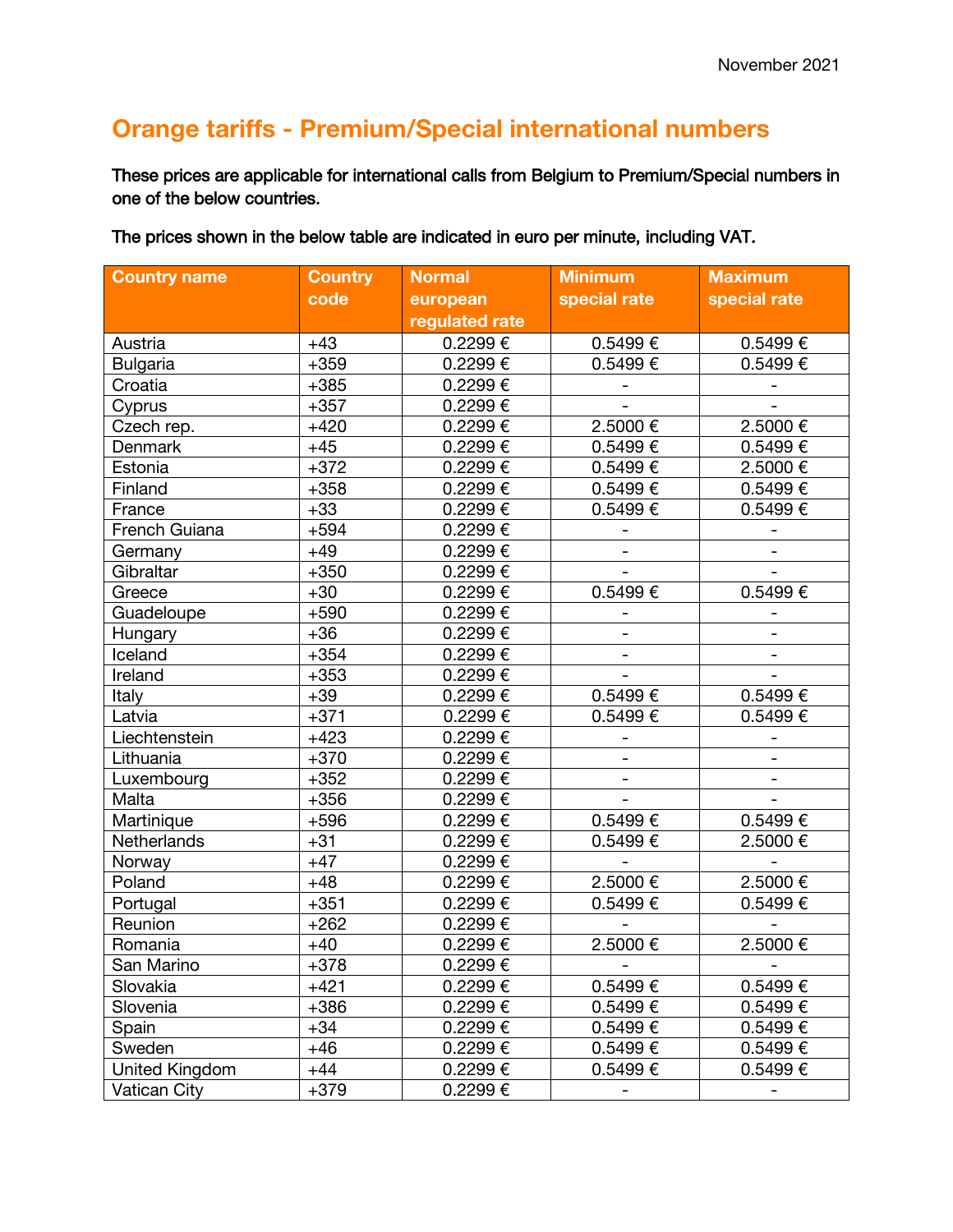November 2021

# Orange tariffs - Premium/Special international numbers

**These prices are applicable for international calls from Belgium to Premium/Special numbers in one of the below countries.**

**The prices shown in the below table are indicated in euro per minute, including VAT.**

| Country name | Country code | Normal european regulated rate | Minimum special rate | Maximum special rate |
|---|---|---|---|---|
| Austria | +43 | 0.2299 € | 0.5499 € | 0.5499 € |
| Bulgaria | +359 | 0.2299 € | 0.5499 € | 0.5499 € |
| Croatia | +385 | 0.2299 € | - | - |
| Cyprus | +357 | 0.2299 € | - | - |
| Czech rep. | +420 | 0.2299 € | 2.5000 € | 2.5000 € |
| Denmark | +45 | 0.2299 € | 0.5499 € | 0.5499 € |
| Estonia | +372 | 0.2299 € | 0.5499 € | 2.5000 € |
| Finland | +358 | 0.2299 € | 0.5499 € | 0.5499 € |
| France | +33 | 0.2299 € | 0.5499 € | 0.5499 € |
| French Guiana | +594 | 0.2299 € | - | - |
| Germany | +49 | 0.2299 € | - | - |
| Gibraltar | +350 | 0.2299 € | - | - |
| Greece | +30 | 0.2299 € | 0.5499 € | 0.5499 € |
| Guadeloupe | +590 | 0.2299 € | - | - |
| Hungary | +36 | 0.2299 € | - | - |
| Iceland | +354 | 0.2299 € | - | - |
| Ireland | +353 | 0.2299 € | - | - |
| Italy | +39 | 0.2299 € | 0.5499 € | 0.5499 € |
| Latvia | +371 | 0.2299 € | 0.5499 € | 0.5499 € |
| Liechtenstein | +423 | 0.2299 € | - | - |
| Lithuania | +370 | 0.2299 € | - | - |
| Luxembourg | +352 | 0.2299 € | - | - |
| Malta | +356 | 0.2299 € | - | - |
| Martinique | +596 | 0.2299 € | 0.5499 € | 0.5499 € |
| Netherlands | +31 | 0.2299 € | 0.5499 € | 2.5000 € |
| Norway | +47 | 0.2299 € | - | - |
| Poland | +48 | 0.2299 € | 2.5000 € | 2.5000 € |
| Portugal | +351 | 0.2299 € | 0.5499 € | 0.5499 € |
| Reunion | +262 | 0.2299 € | - | - |
| Romania | +40 | 0.2299 € | 2.5000 € | 2.5000 € |
| San Marino | +378 | 0.2299 € | - | - |
| Slovakia | +421 | 0.2299 € | 0.5499 € | 0.5499 € |
| Slovenia | +386 | 0.2299 € | 0.5499 € | 0.5499 € |
| Spain | +34 | 0.2299 € | 0.5499 € | 0.5499 € |
| Sweden | +46 | 0.2299 € | 0.5499 € | 0.5499 € |
| United Kingdom | +44 | 0.2299 € | 0.5499 € | 0.5499 € |
| Vatican City | +379 | 0.2299 € | - | - |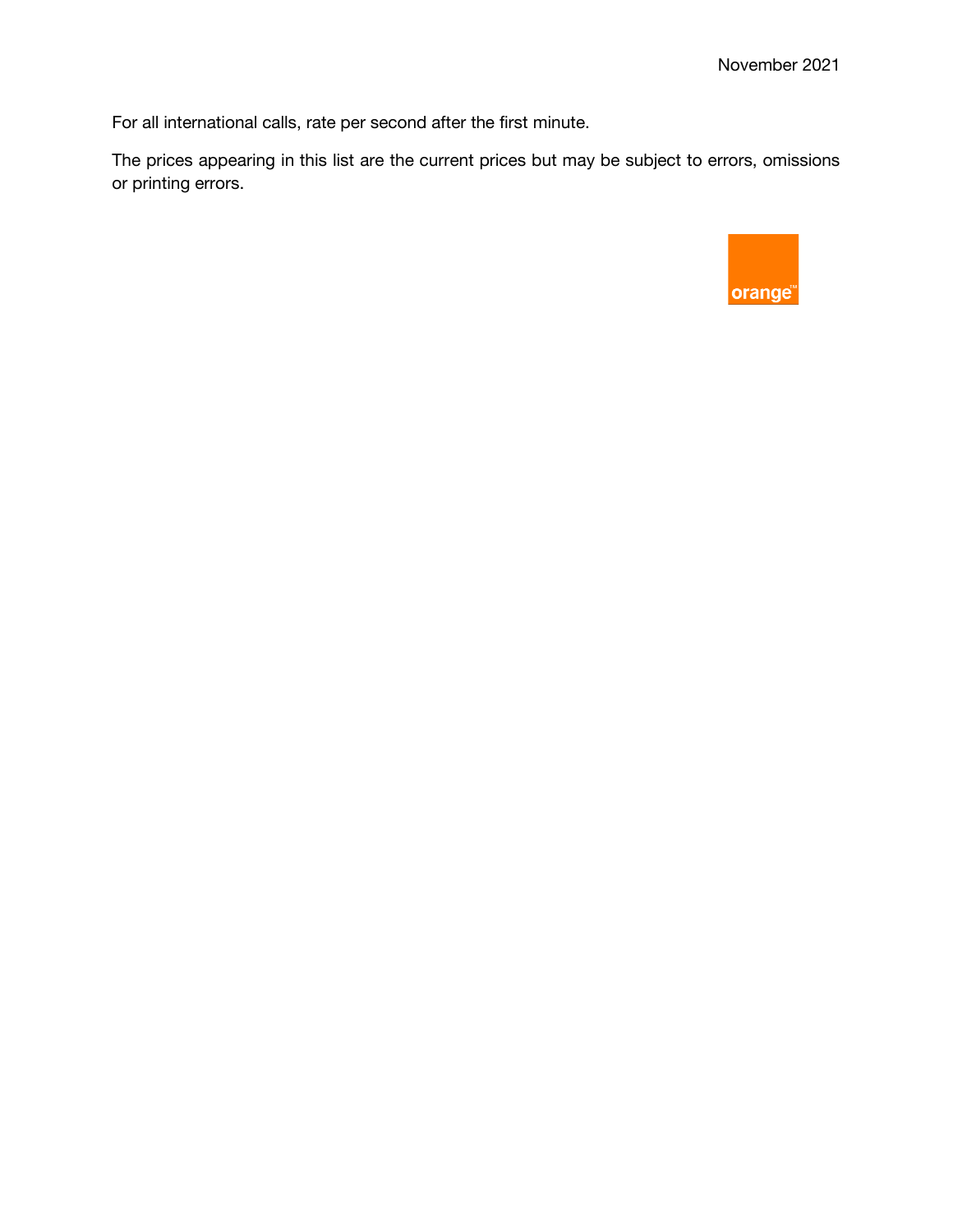November 2021

For all international calls, rate per second after the first minute.

The prices appearing in this list are the current prices but may be subject to errors, omissions or printing errors.